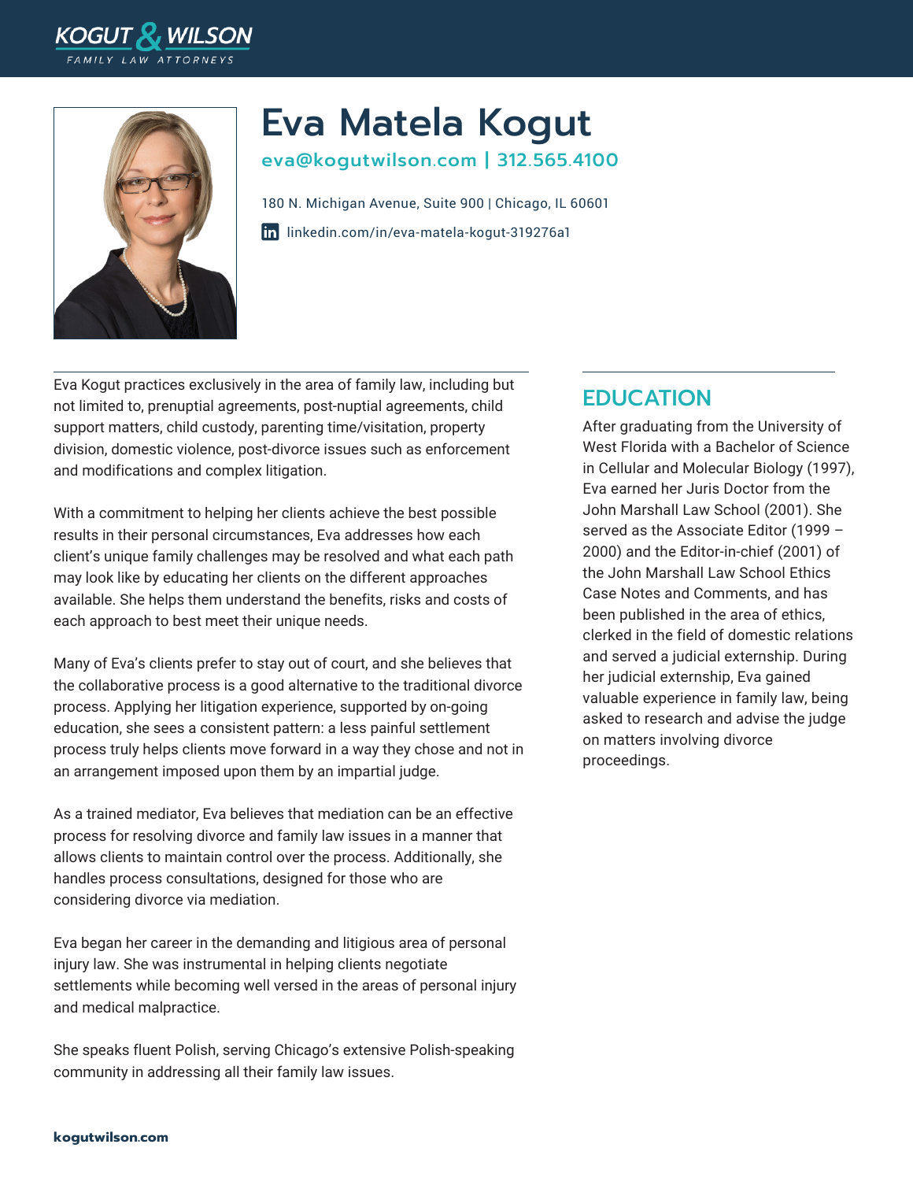KOGUT & WILSON
FAMILY LAW ATTORNEYS

# Eva Matela Kogut

eva@kogutwilson.com | 312.565.4100

180 N. Michigan Avenue, Suite 900 | Chicago, IL 60601

linkedin.com/in/eva-matela-kogut-319276a1

Eva Kogut practices exclusively in the area of family law, including but not limited to, prenuptial agreements, post-nuptial agreements, child support matters, child custody, parenting time/visitation, property division, domestic violence, post-divorce issues such as enforcement and modifications and complex litigation.

With a commitment to helping her clients achieve the best possible results in their personal circumstances, Eva addresses how each client's unique family challenges may be resolved and what each path may look like by educating her clients on the different approaches available. She helps them understand the benefits, risks and costs of each approach to best meet their unique needs.

Many of Eva's clients prefer to stay out of court, and she believes that the collaborative process is a good alternative to the traditional divorce process. Applying her litigation experience, supported by on-going education, she sees a consistent pattern: a less painful settlement process truly helps clients move forward in a way they chose and not in an arrangement imposed upon them by an impartial judge.

As a trained mediator, Eva believes that mediation can be an effective process for resolving divorce and family law issues in a manner that allows clients to maintain control over the process. Additionally, she handles process consultations, designed for those who are considering divorce via mediation.

Eva began her career in the demanding and litigious area of personal injury law. She was instrumental in helping clients negotiate settlements while becoming well versed in the areas of personal injury and medical malpractice.

She speaks fluent Polish, serving Chicago's extensive Polish-speaking community in addressing all their family law issues.

## EDUCATION

After graduating from the University of West Florida with a Bachelor of Science in Cellular and Molecular Biology (1997), Eva earned her Juris Doctor from the John Marshall Law School (2001). She served as the Associate Editor (1999 – 2000) and the Editor-in-chief (2001) of the John Marshall Law School Ethics Case Notes and Comments, and has been published in the area of ethics, clerked in the field of domestic relations and served a judicial externship. During her judicial externship, Eva gained valuable experience in family law, being asked to research and advise the judge on matters involving divorce proceedings.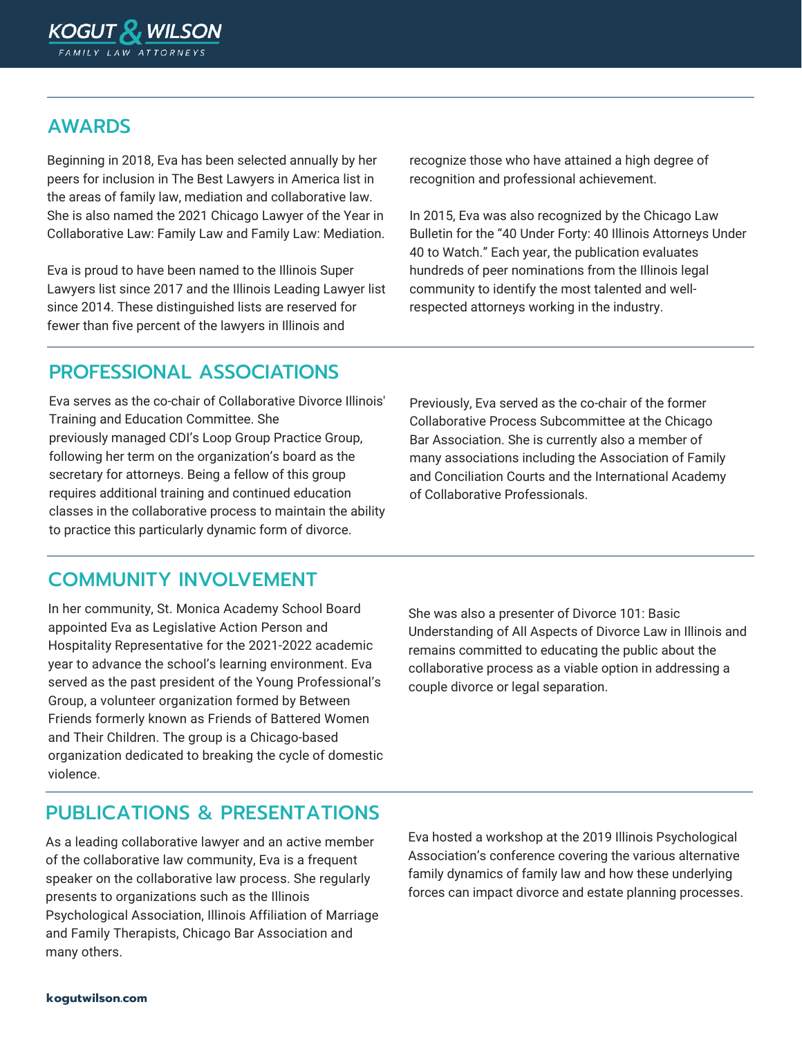## AWARDS

Beginning in 2018, Eva has been selected annually by her peers for inclusion in The Best Lawyers in America list in the areas of family law, mediation and collaborative law. She is also named the 2021 Chicago Lawyer of the Year in Collaborative Law: Family Law and Family Law: Mediation.

Eva is proud to have been named to the Illinois Super Lawyers list since 2017 and the Illinois Leading Lawyer list since 2014. These distinguished lists are reserved for fewer than five percent of the lawyers in Illinois and recognize those who have attained a high degree of recognition and professional achievement.

In 2015, Eva was also recognized by the Chicago Law Bulletin for the "40 Under Forty: 40 Illinois Attorneys Under 40 to Watch." Each year, the publication evaluates hundreds of peer nominations from the Illinois legal community to identify the most talented and well-respected attorneys working in the industry.

## PROFESSIONAL ASSOCIATIONS

Eva serves as the co-chair of Collaborative Divorce Illinois' Training and Education Committee. She previously managed CDI's Loop Group Practice Group, following her term on the organization's board as the secretary for attorneys. Being a fellow of this group requires additional training and continued education classes in the collaborative process to maintain the ability to practice this particularly dynamic form of divorce.

Previously, Eva served as the co-chair of the former Collaborative Process Subcommittee at the Chicago Bar Association. She is currently also a member of many associations including the Association of Family and Conciliation Courts and the International Academy of Collaborative Professionals.

## COMMUNITY INVOLVEMENT

In her community, St. Monica Academy School Board appointed Eva as Legislative Action Person and Hospitality Representative for the 2021-2022 academic year to advance the school's learning environment. Eva served as the past president of the Young Professional's Group, a volunteer organization formed by Between Friends formerly known as Friends of Battered Women and Their Children. The group is a Chicago-based organization dedicated to breaking the cycle of domestic violence.

She was also a presenter of Divorce 101: Basic Understanding of All Aspects of Divorce Law in Illinois and remains committed to educating the public about the collaborative process as a viable option in addressing a couple divorce or legal separation.

## PUBLICATIONS & PRESENTATIONS

As a leading collaborative lawyer and an active member of the collaborative law community, Eva is a frequent speaker on the collaborative law process. She regularly presents to organizations such as the Illinois Psychological Association, Illinois Affiliation of Marriage and Family Therapists, Chicago Bar Association and many others.

Eva hosted a workshop at the 2019 Illinois Psychological Association's conference covering the various alternative family dynamics of family law and how these underlying forces can impact divorce and estate planning processes.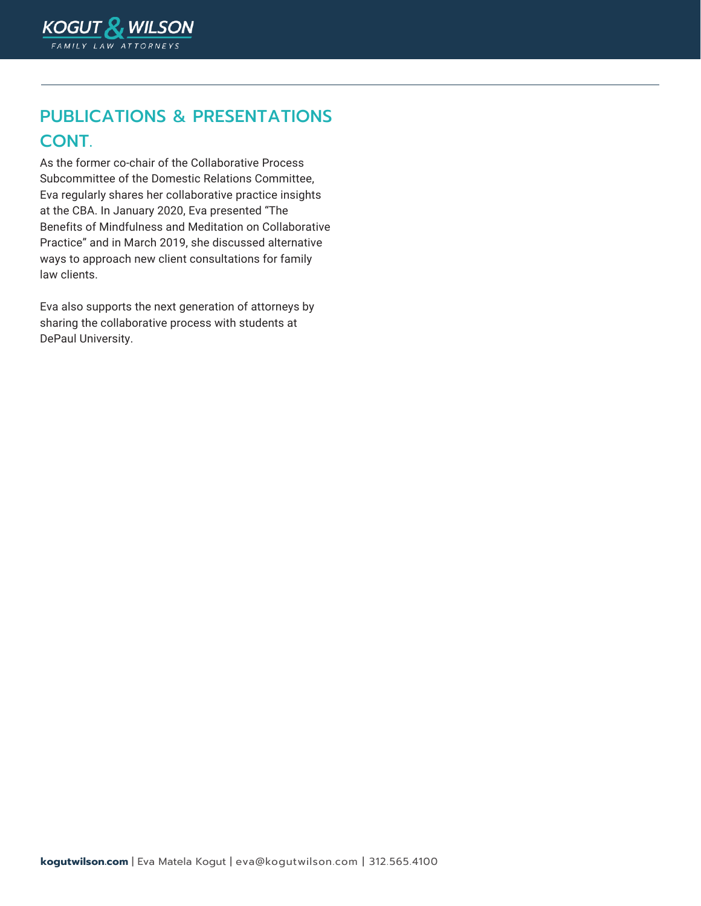## PUBLICATIONS & PRESENTATIONS CONT.

As the former co-chair of the Collaborative Process Subcommittee of the Domestic Relations Committee, Eva regularly shares her collaborative practice insights at the CBA. In January 2020, Eva presented "The Benefits of Mindfulness and Meditation on Collaborative Practice" and in March 2019, she discussed alternative ways to approach new client consultations for family law clients.

Eva also supports the next generation of attorneys by sharing the collaborative process with students at DePaul University.